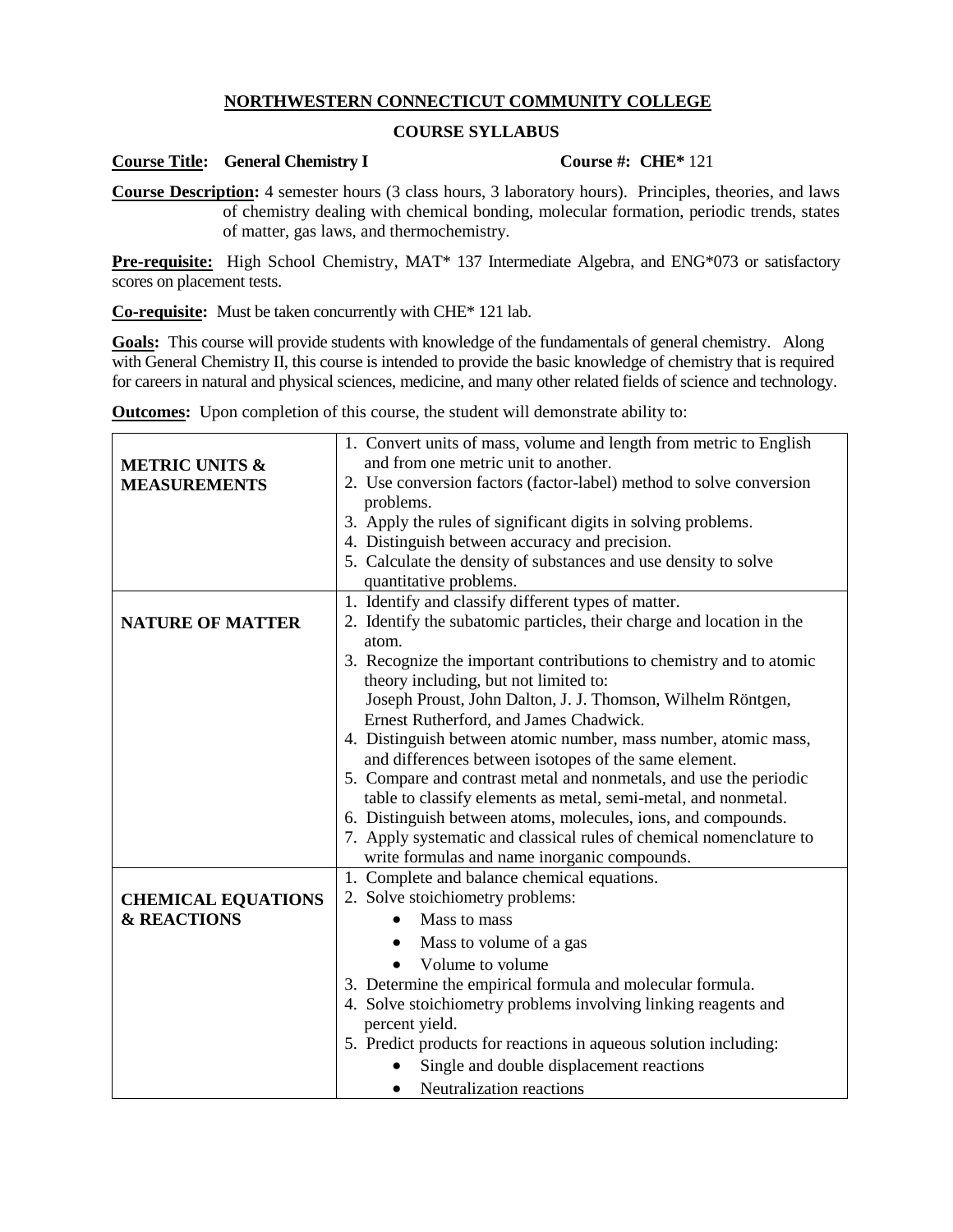**NORTHWESTERN CONNECTICUT COMMUNITY COLLEGE**

**COURSE SYLLABUS**

**Course Title: General Chemistry I** **Course #: CHE*** 121

**Course Description:** 4 semester hours (3 class hours, 3 laboratory hours). Principles, theories, and laws of chemistry dealing with chemical bonding, molecular formation, periodic trends, states of matter, gas laws, and thermochemistry.

**Pre-requisite:** High School Chemistry, MAT* 137 Intermediate Algebra, and ENG*073 or satisfactory scores on placement tests.

**Co-requisite:** Must be taken concurrently with CHE* 121 lab.

**Goals:** This course will provide students with knowledge of the fundamentals of general chemistry. Along with General Chemistry II, this course is intended to provide the basic knowledge of chemistry that is required for careers in natural and physical sciences, medicine, and many other related fields of science and technology.

**Outcomes:** Upon completion of this course, the student will demonstrate ability to:

| | |
|---|---|
| **METRIC UNITS & MEASUREMENTS** | 1. Convert units of mass, volume and length from metric to English and from one metric unit to another.<br>2. Use conversion factors (factor-label) method to solve conversion problems.<br>3. Apply the rules of significant digits in solving problems.<br>4. Distinguish between accuracy and precision.<br>5. Calculate the density of substances and use density to solve quantitative problems. |
| **NATURE OF MATTER** | 1. Identify and classify different types of matter.<br>2. Identify the subatomic particles, their charge and location in the atom.<br>3. Recognize the important contributions to chemistry and to atomic theory including, but not limited to: Joseph Proust, John Dalton, J. J. Thomson, Wilhelm Röntgen, Ernest Rutherford, and James Chadwick.<br>4. Distinguish between atomic number, mass number, atomic mass, and differences between isotopes of the same element.<br>5. Compare and contrast metal and nonmetals, and use the periodic table to classify elements as metal, semi-metal, and nonmetal.<br>6. Distinguish between atoms, molecules, ions, and compounds.<br>7. Apply systematic and classical rules of chemical nomenclature to write formulas and name inorganic compounds. |
| **CHEMICAL EQUATIONS & REACTIONS** | 1. Complete and balance chemical equations.<br>2. Solve stoichiometry problems:<br>• Mass to mass<br>• Mass to volume of a gas<br>• Volume to volume<br>3. Determine the empirical formula and molecular formula.<br>4. Solve stoichiometry problems involving linking reagents and percent yield.<br>5. Predict products for reactions in aqueous solution including:<br>• Single and double displacement reactions<br>• Neutralization reactions |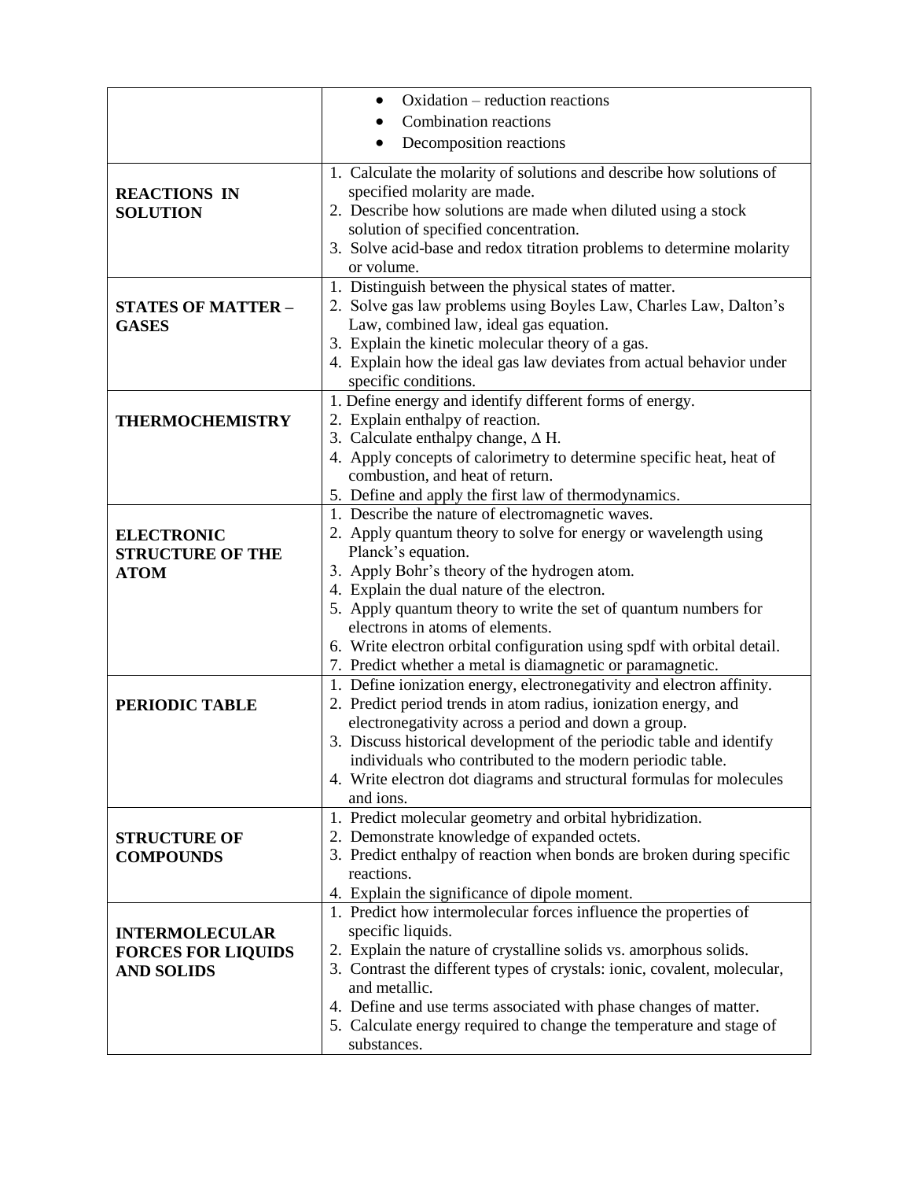| | |
|---|---|
| | • Oxidation – reduction reactions<br>• Combination reactions<br>• Decomposition reactions |
| **REACTIONS IN SOLUTION** | 1. Calculate the molarity of solutions and describe how solutions of specified molarity are made.<br>2. Describe how solutions are made when diluted using a stock solution of specified concentration.<br>3. Solve acid-base and redox titration problems to determine molarity or volume. |
| **STATES OF MATTER – GASES** | 1. Distinguish between the physical states of matter.<br>2. Solve gas law problems using Boyles Law, Charles Law, Dalton's Law, combined law, ideal gas equation.<br>3. Explain the kinetic molecular theory of a gas.<br>4. Explain how the ideal gas law deviates from actual behavior under specific conditions. |
| **THERMOCHEMISTRY** | 1. Define energy and identify different forms of energy.<br>2. Explain enthalpy of reaction.<br>3. Calculate enthalpy change, $\Delta$ H.<br>4. Apply concepts of calorimetry to determine specific heat, heat of combustion, and heat of return.<br>5. Define and apply the first law of thermodynamics. |
| **ELECTRONIC STRUCTURE OF THE ATOM** | 1. Describe the nature of electromagnetic waves.<br>2. Apply quantum theory to solve for energy or wavelength using Planck's equation.<br>3. Apply Bohr's theory of the hydrogen atom.<br>4. Explain the dual nature of the electron.<br>5. Apply quantum theory to write the set of quantum numbers for electrons in atoms of elements.<br>6. Write electron orbital configuration using spdf with orbital detail.<br>7. Predict whether a metal is diamagnetic or paramagnetic. |
| **PERIODIC TABLE** | 1. Define ionization energy, electronegativity and electron affinity.<br>2. Predict period trends in atom radius, ionization energy, and electronegativity across a period and down a group.<br>3. Discuss historical development of the periodic table and identify individuals who contributed to the modern periodic table.<br>4. Write electron dot diagrams and structural formulas for molecules and ions. |
| **STRUCTURE OF COMPOUNDS** | 1. Predict molecular geometry and orbital hybridization.<br>2. Demonstrate knowledge of expanded octets.<br>3. Predict enthalpy of reaction when bonds are broken during specific reactions.<br>4. Explain the significance of dipole moment. |
| **INTERMOLECULAR FORCES FOR LIQUIDS AND SOLIDS** | 1. Predict how intermolecular forces influence the properties of specific liquids.<br>2. Explain the nature of crystalline solids vs. amorphous solids.<br>3. Contrast the different types of crystals: ionic, covalent, molecular, and metallic.<br>4. Define and use terms associated with phase changes of matter.<br>5. Calculate energy required to change the temperature and stage of substances. |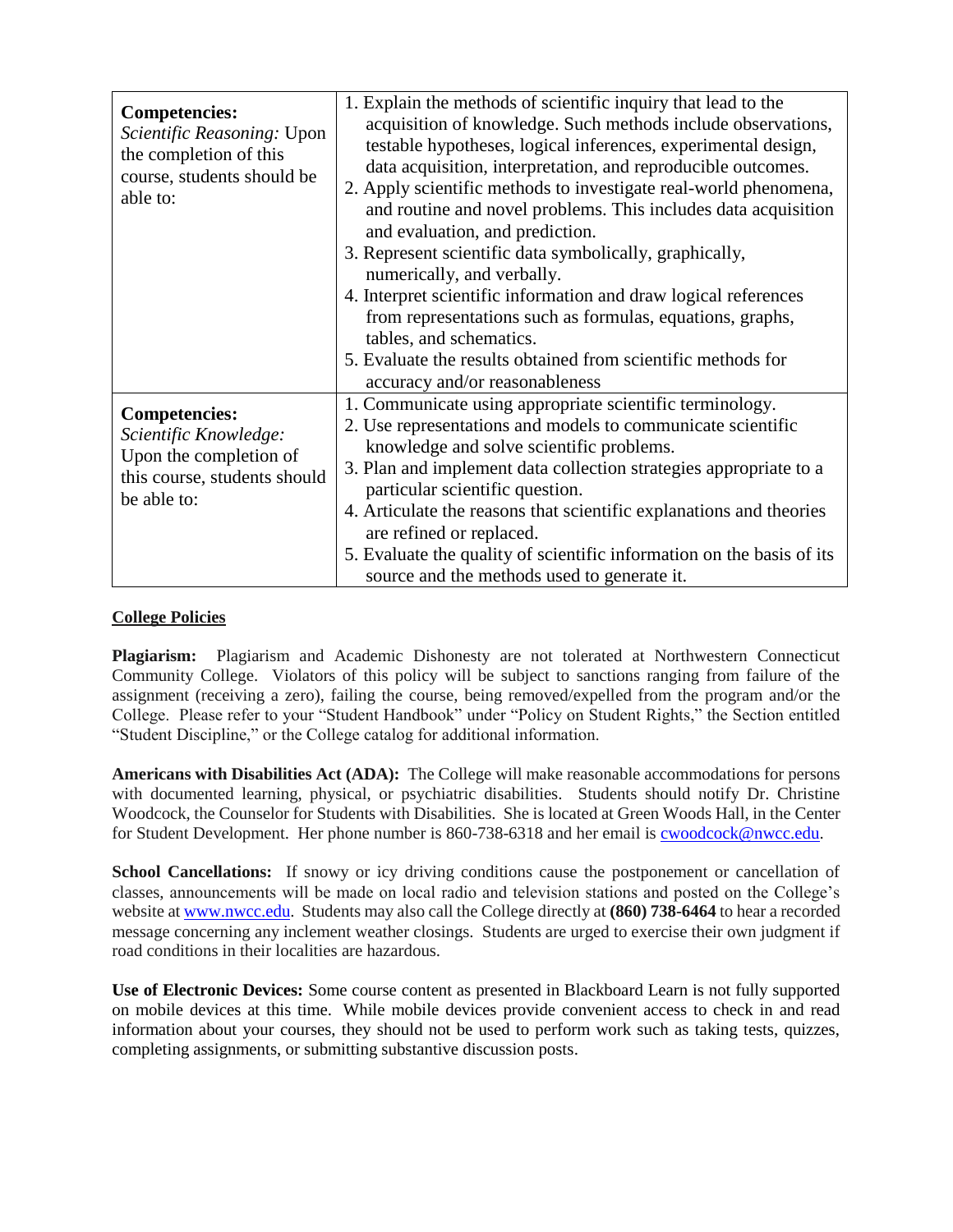| **Competencies:** *Scientific Reasoning:* Upon the completion of this course, students should be able to: | 1. Explain the methods of scientific inquiry that lead to the acquisition of knowledge. Such methods include observations, testable hypotheses, logical inferences, experimental design, data acquisition, interpretation, and reproducible outcomes.<br>2. Apply scientific methods to investigate real-world phenomena, and routine and novel problems. This includes data acquisition and evaluation, and prediction.<br>3. Represent scientific data symbolically, graphically, numerically, and verbally.<br>4. Interpret scientific information and draw logical references from representations such as formulas, equations, graphs, tables, and schematics.<br>5. Evaluate the results obtained from scientific methods for accuracy and/or reasonableness |
|---|---|
| **Competencies:** *Scientific Knowledge:* Upon the completion of this course, students should be able to: | 1. Communicate using appropriate scientific terminology.<br>2. Use representations and models to communicate scientific knowledge and solve scientific problems.<br>3. Plan and implement data collection strategies appropriate to a particular scientific question.<br>4. Articulate the reasons that scientific explanations and theories are refined or replaced.<br>5. Evaluate the quality of scientific information on the basis of its source and the methods used to generate it. |

## College Policies

**Plagiarism:** Plagiarism and Academic Dishonesty are not tolerated at Northwestern Connecticut Community College. Violators of this policy will be subject to sanctions ranging from failure of the assignment (receiving a zero), failing the course, being removed/expelled from the program and/or the College. Please refer to your "Student Handbook" under "Policy on Student Rights," the Section entitled "Student Discipline," or the College catalog for additional information.

**Americans with Disabilities Act (ADA):** The College will make reasonable accommodations for persons with documented learning, physical, or psychiatric disabilities. Students should notify Dr. Christine Woodcock, the Counselor for Students with Disabilities. She is located at Green Woods Hall, in the Center for Student Development. Her phone number is 860-738-6318 and her email is cwoodcock@nwcc.edu.

**School Cancellations:** If snowy or icy driving conditions cause the postponement or cancellation of classes, announcements will be made on local radio and television stations and posted on the College's website at www.nwcc.edu. Students may also call the College directly at **(860) 738-6464** to hear a recorded message concerning any inclement weather closings. Students are urged to exercise their own judgment if road conditions in their localities are hazardous.

**Use of Electronic Devices:** Some course content as presented in Blackboard Learn is not fully supported on mobile devices at this time. While mobile devices provide convenient access to check in and read information about your courses, they should not be used to perform work such as taking tests, quizzes, completing assignments, or submitting substantive discussion posts.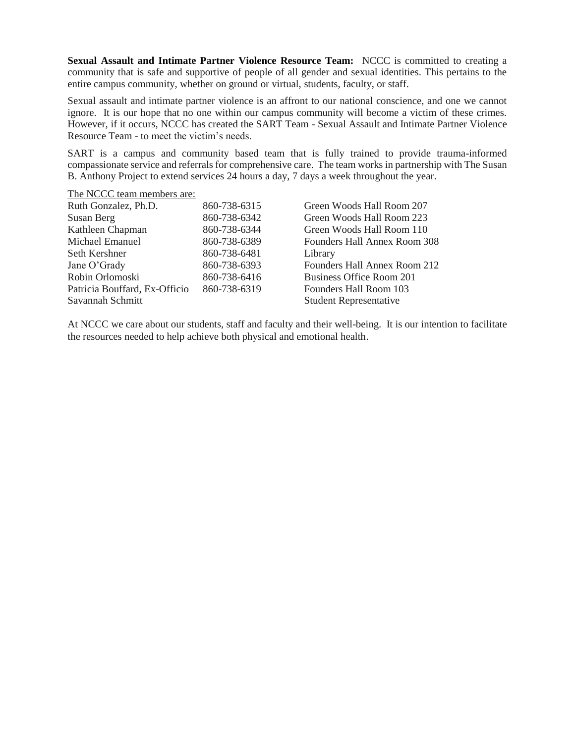**Sexual Assault and Intimate Partner Violence Resource Team:** NCCC is committed to creating a community that is safe and supportive of people of all gender and sexual identities. This pertains to the entire campus community, whether on ground or virtual, students, faculty, or staff.

Sexual assault and intimate partner violence is an affront to our national conscience, and one we cannot ignore. It is our hope that no one within our campus community will become a victim of these crimes. However, if it occurs, NCCC has created the SART Team - Sexual Assault and Intimate Partner Violence Resource Team - to meet the victim's needs.

SART is a campus and community based team that is fully trained to provide trauma-informed compassionate service and referrals for comprehensive care. The team works in partnership with The Susan B. Anthony Project to extend services 24 hours a day, 7 days a week throughout the year.

The NCCC team members are:

| | | |
|---|---|---|
| Ruth Gonzalez, Ph.D. | 860-738-6315 | Green Woods Hall Room 207 |
| Susan Berg | 860-738-6342 | Green Woods Hall Room 223 |
| Kathleen Chapman | 860-738-6344 | Green Woods Hall Room 110 |
| Michael Emanuel | 860-738-6389 | Founders Hall Annex Room 308 |
| Seth Kershner | 860-738-6481 | Library |
| Jane O'Grady | 860-738-6393 | Founders Hall Annex Room 212 |
| Robin Orlomoski | 860-738-6416 | Business Office Room 201 |
| Patricia Bouffard, Ex-Officio | 860-738-6319 | Founders Hall Room 103 |
| Savannah Schmitt | | Student Representative |

At NCCC we care about our students, staff and faculty and their well-being. It is our intention to facilitate the resources needed to help achieve both physical and emotional health.